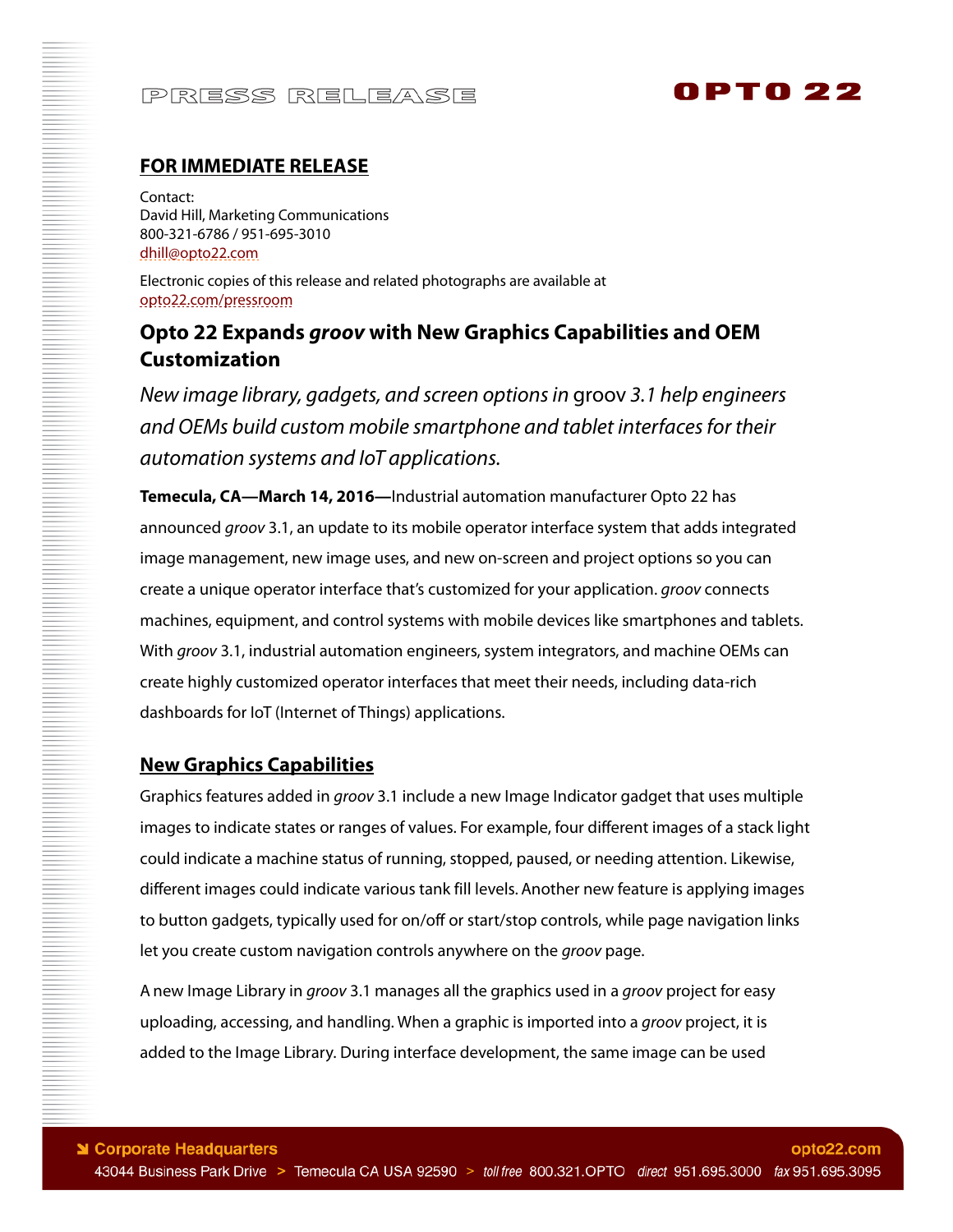PRESS RELEASE

OPTO 22

**FOR IMMEDIATE RELEASE**

Contact:
David Hill, Marketing Communications
800-321-6786 / 951-695-3010
dhill@opto22.com

Electronic copies of this release and related photographs are available at
opto22.com/pressroom

## Opto 22 Expands *groov* with New Graphics Capabilities and OEM Customization

*New image library, gadgets, and screen options in* groov *3.1 help engineers and OEMs build custom mobile smartphone and tablet interfaces for their automation systems and IoT applications.*

**Temecula, CA—March 14, 2016—**Industrial automation manufacturer Opto 22 has announced *groov* 3.1, an update to its mobile operator interface system that adds integrated image management, new image uses, and new on-screen and project options so you can create a unique operator interface that's customized for your application. *groov* connects machines, equipment, and control systems with mobile devices like smartphones and tablets. With *groov* 3.1, industrial automation engineers, system integrators, and machine OEMs can create highly customized operator interfaces that meet their needs, including data-rich dashboards for IoT (Internet of Things) applications.

### New Graphics Capabilities

Graphics features added in *groov* 3.1 include a new Image Indicator gadget that uses multiple images to indicate states or ranges of values. For example, four different images of a stack light could indicate a machine status of running, stopped, paused, or needing attention. Likewise, different images could indicate various tank fill levels. Another new feature is applying images to button gadgets, typically used for on/off or start/stop controls, while page navigation links let you create custom navigation controls anywhere on the *groov* page.

A new Image Library in *groov* 3.1 manages all the graphics used in a *groov* project for easy uploading, accessing, and handling. When a graphic is imported into a *groov* project, it is added to the Image Library. During interface development, the same image can be used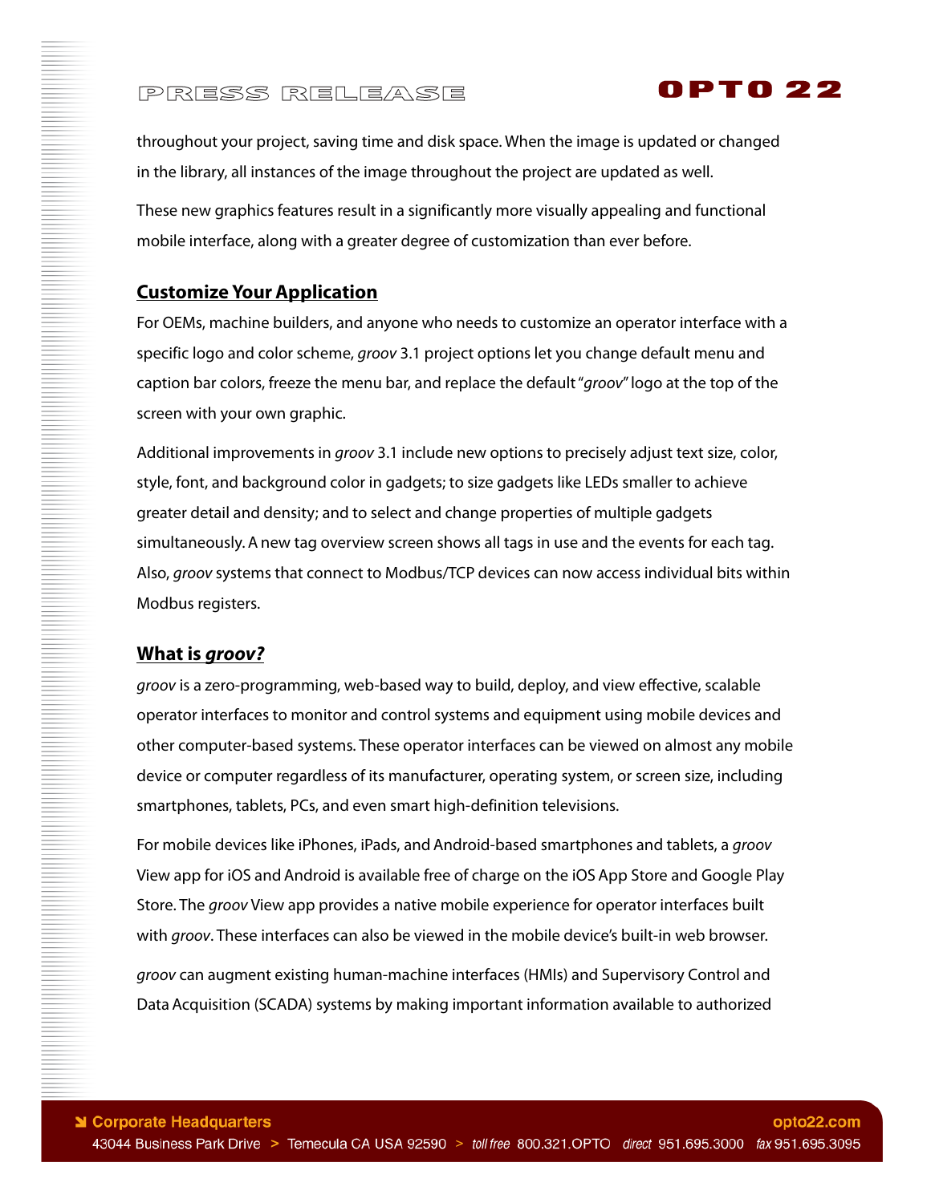throughout your project, saving time and disk space. When the image is updated or changed in the library, all instances of the image throughout the project are updated as well.

These new graphics features result in a significantly more visually appealing and functional mobile interface, along with a greater degree of customization than ever before.

## Customize Your Application

For OEMs, machine builders, and anyone who needs to customize an operator interface with a specific logo and color scheme, *groov* 3.1 project options let you change default menu and caption bar colors, freeze the menu bar, and replace the default "*groov*" logo at the top of the screen with your own graphic.

Additional improvements in *groov* 3.1 include new options to precisely adjust text size, color, style, font, and background color in gadgets; to size gadgets like LEDs smaller to achieve greater detail and density; and to select and change properties of multiple gadgets simultaneously. A new tag overview screen shows all tags in use and the events for each tag. Also, *groov* systems that connect to Modbus/TCP devices can now access individual bits within Modbus registers.

## What is *groov?*

*groov* is a zero-programming, web-based way to build, deploy, and view effective, scalable operator interfaces to monitor and control systems and equipment using mobile devices and other computer-based systems. These operator interfaces can be viewed on almost any mobile device or computer regardless of its manufacturer, operating system, or screen size, including smartphones, tablets, PCs, and even smart high-definition televisions.

For mobile devices like iPhones, iPads, and Android-based smartphones and tablets, a *groov* View app for iOS and Android is available free of charge on the iOS App Store and Google Play Store. The *groov* View app provides a native mobile experience for operator interfaces built with *groov*. These interfaces can also be viewed in the mobile device's built-in web browser.

*groov* can augment existing human-machine interfaces (HMIs) and Supervisory Control and Data Acquisition (SCADA) systems by making important information available to authorized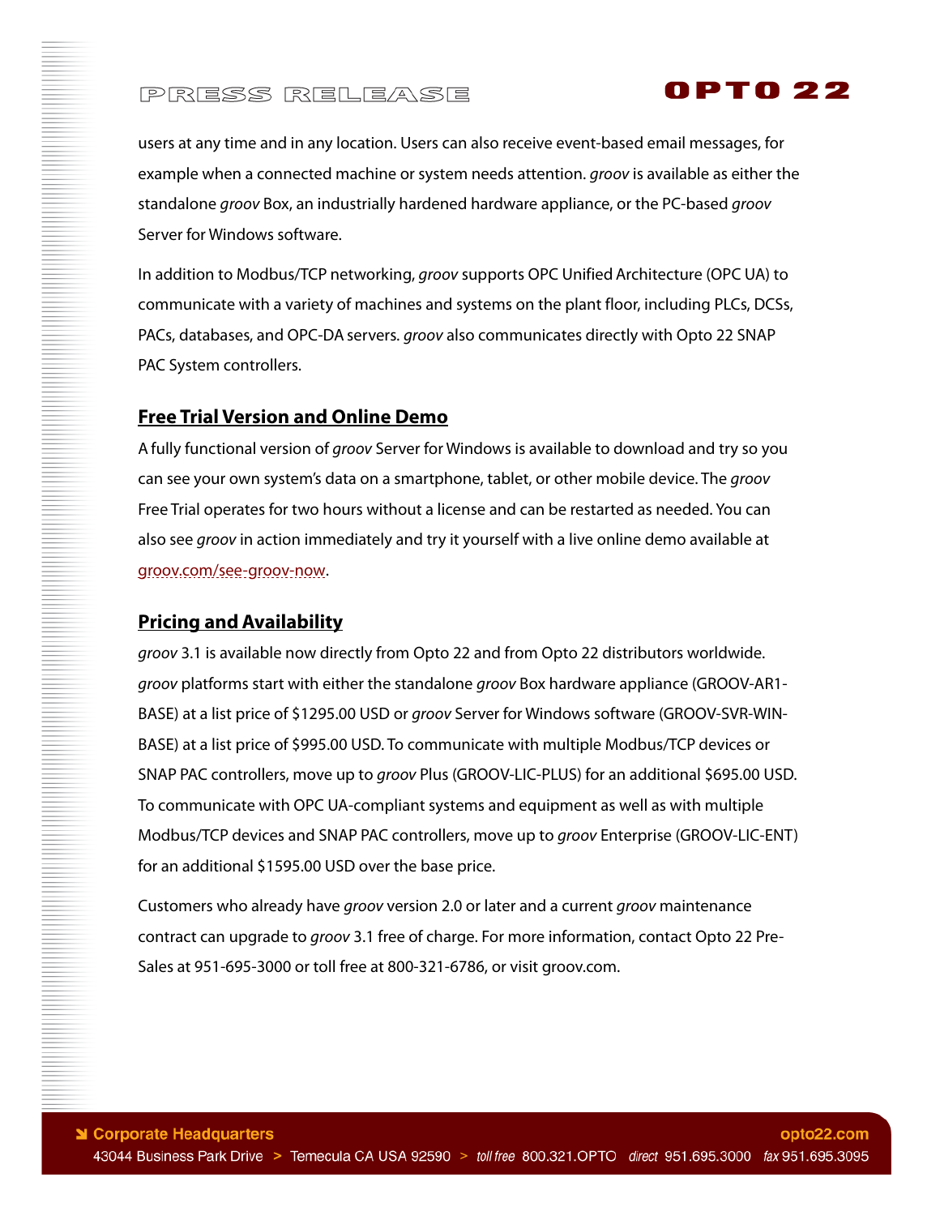users at any time and in any location. Users can also receive event-based email messages, for example when a connected machine or system needs attention. *groov* is available as either the standalone *groov* Box, an industrially hardened hardware appliance, or the PC-based *groov* Server for Windows software.

In addition to Modbus/TCP networking, *groov* supports OPC Unified Architecture (OPC UA) to communicate with a variety of machines and systems on the plant floor, including PLCs, DCSs, PACs, databases, and OPC-DA servers. *groov* also communicates directly with Opto 22 SNAP PAC System controllers.

## Free Trial Version and Online Demo

A fully functional version of *groov* Server for Windows is available to download and try so you can see your own system's data on a smartphone, tablet, or other mobile device. The *groov* Free Trial operates for two hours without a license and can be restarted as needed. You can also see *groov* in action immediately and try it yourself with a live online demo available at groov.com/see-groov-now.

## Pricing and Availability

*groov* 3.1 is available now directly from Opto 22 and from Opto 22 distributors worldwide. *groov* platforms start with either the standalone *groov* Box hardware appliance (GROOV-AR1-BASE) at a list price of $1295.00 USD or *groov* Server for Windows software (GROOV-SVR-WIN-BASE) at a list price of $995.00 USD. To communicate with multiple Modbus/TCP devices or SNAP PAC controllers, move up to *groov* Plus (GROOV-LIC-PLUS) for an additional $695.00 USD. To communicate with OPC UA-compliant systems and equipment as well as with multiple Modbus/TCP devices and SNAP PAC controllers, move up to *groov* Enterprise (GROOV-LIC-ENT) for an additional $1595.00 USD over the base price.

Customers who already have *groov* version 2.0 or later and a current *groov* maintenance contract can upgrade to *groov* 3.1 free of charge. For more information, contact Opto 22 Pre-Sales at 951-695-3000 or toll free at 800-321-6786, or visit groov.com.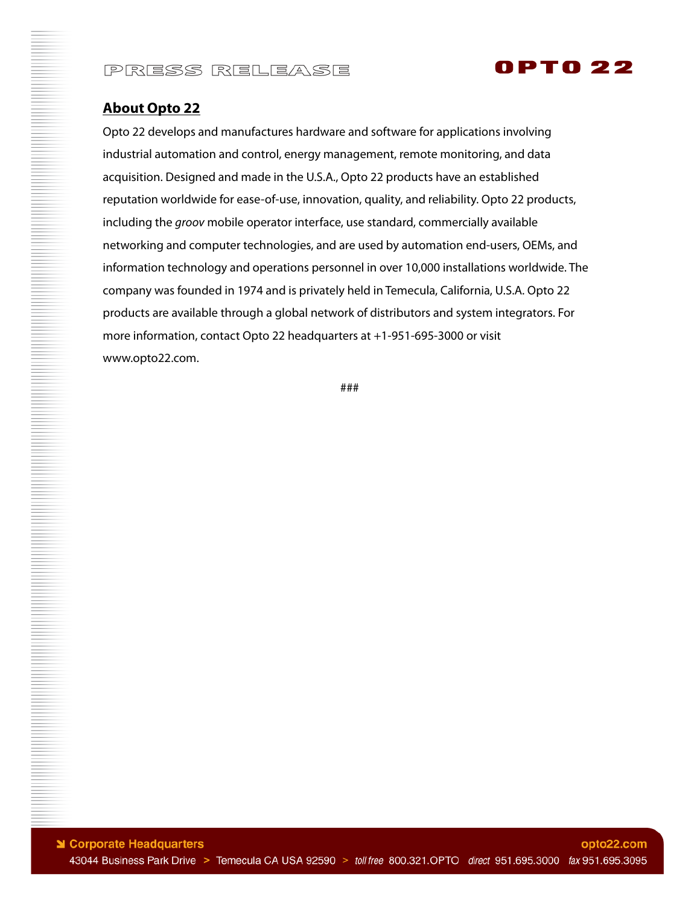## About Opto 22

Opto 22 develops and manufactures hardware and software for applications involving industrial automation and control, energy management, remote monitoring, and data acquisition. Designed and made in the U.S.A., Opto 22 products have an established reputation worldwide for ease-of-use, innovation, quality, and reliability. Opto 22 products, including the *groov* mobile operator interface, use standard, commercially available networking and computer technologies, and are used by automation end-users, OEMs, and information technology and operations personnel in over 10,000 installations worldwide. The company was founded in 1974 and is privately held in Temecula, California, U.S.A. Opto 22 products are available through a global network of distributors and system integrators. For more information, contact Opto 22 headquarters at +1-951-695-3000 or visit www.opto22.com.

###